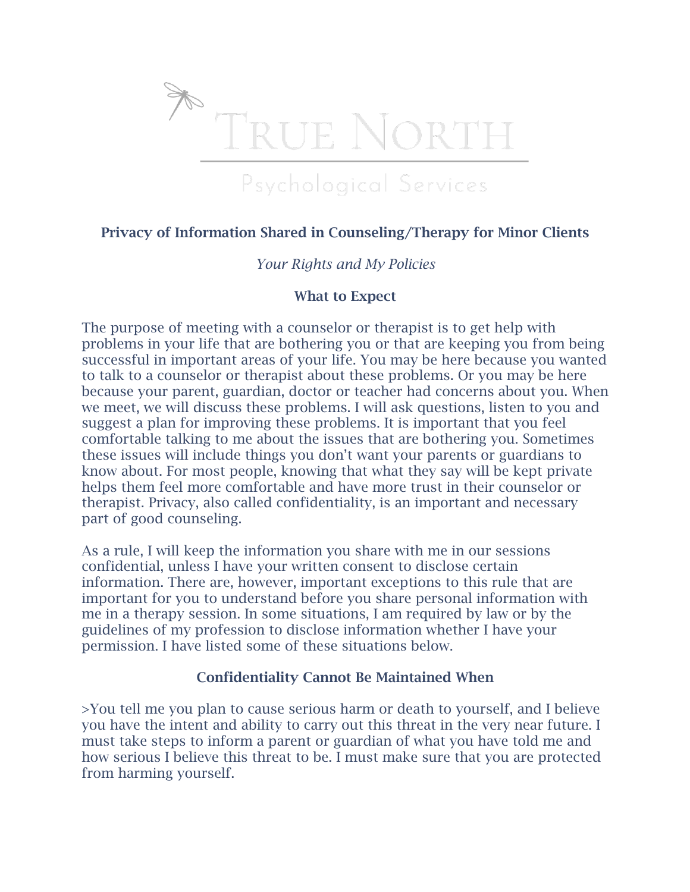TRUE NORTH

Psychological Services

# Privacy of Information Shared in Counseling/Therapy for Minor Clients

*Your Rights and My Policies*

## What to Expect

The purpose of meeting with a counselor or therapist is to get help with problems in your life that are bothering you or that are keeping you from being successful in important areas of your life. You may be here because you wanted to talk to a counselor or therapist about these problems. Or you may be here because your parent, guardian, doctor or teacher had concerns about you. When we meet, we will discuss these problems. I will ask questions, listen to you and suggest a plan for improving these problems. It is important that you feel comfortable talking to me about the issues that are bothering you. Sometimes these issues will include things you don't want your parents or guardians to know about. For most people, knowing that what they say will be kept private helps them feel more comfortable and have more trust in their counselor or therapist. Privacy, also called confidentiality, is an important and necessary part of good counseling.

As a rule, I will keep the information you share with me in our sessions confidential, unless I have your written consent to disclose certain information. There are, however, important exceptions to this rule that are important for you to understand before you share personal information with me in a therapy session. In some situations, I am required by law or by the guidelines of my profession to disclose information whether I have your permission. I have listed some of these situations below.

## Confidentiality Cannot Be Maintained When

>You tell me you plan to cause serious harm or death to yourself, and I believe you have the intent and ability to carry out this threat in the very near future. I must take steps to inform a parent or guardian of what you have told me and how serious I believe this threat to be. I must make sure that you are protected from harming yourself.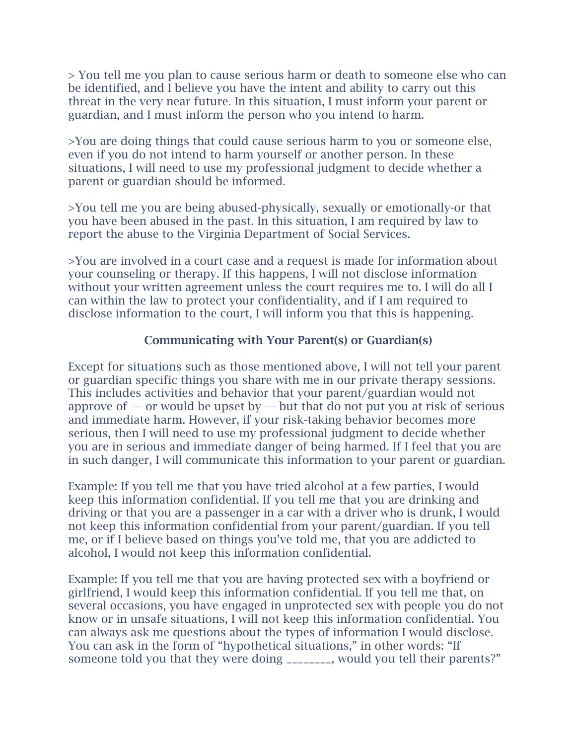> You tell me you plan to cause serious harm or death to someone else who can be identified, and I believe you have the intent and ability to carry out this threat in the very near future. In this situation, I must inform your parent or guardian, and I must inform the person who you intend to harm.

>You are doing things that could cause serious harm to you or someone else, even if you do not intend to harm yourself or another person. In these situations, I will need to use my professional judgment to decide whether a parent or guardian should be informed.

>You tell me you are being abused-physically, sexually or emotionally-or that you have been abused in the past. In this situation, I am required by law to report the abuse to the Virginia Department of Social Services.

>You are involved in a court case and a request is made for information about your counseling or therapy. If this happens, I will not disclose information without your written agreement unless the court requires me to. I will do all I can within the law to protect your confidentiality, and if I am required to disclose information to the court, I will inform you that this is happening.

## Communicating with Your Parent(s) or Guardian(s)

Except for situations such as those mentioned above, I will not tell your parent or guardian specific things you share with me in our private therapy sessions. This includes activities and behavior that your parent/guardian would not approve of — or would be upset by — but that do not put you at risk of serious and immediate harm. However, if your risk-taking behavior becomes more serious, then I will need to use my professional judgment to decide whether you are in serious and immediate danger of being harmed. If I feel that you are in such danger, I will communicate this information to your parent or guardian.

Example: If you tell me that you have tried alcohol at a few parties, I would keep this information confidential. If you tell me that you are drinking and driving or that you are a passenger in a car with a driver who is drunk, I would not keep this information confidential from your parent/guardian. If you tell me, or if I believe based on things you've told me, that you are addicted to alcohol, I would not keep this information confidential.

Example: If you tell me that you are having protected sex with a boyfriend or girlfriend, I would keep this information confidential. If you tell me that, on several occasions, you have engaged in unprotected sex with people you do not know or in unsafe situations, I will not keep this information confidential. You can always ask me questions about the types of information I would disclose. You can ask in the form of "hypothetical situations," in other words: "If someone told you that they were doing ________, would you tell their parents?"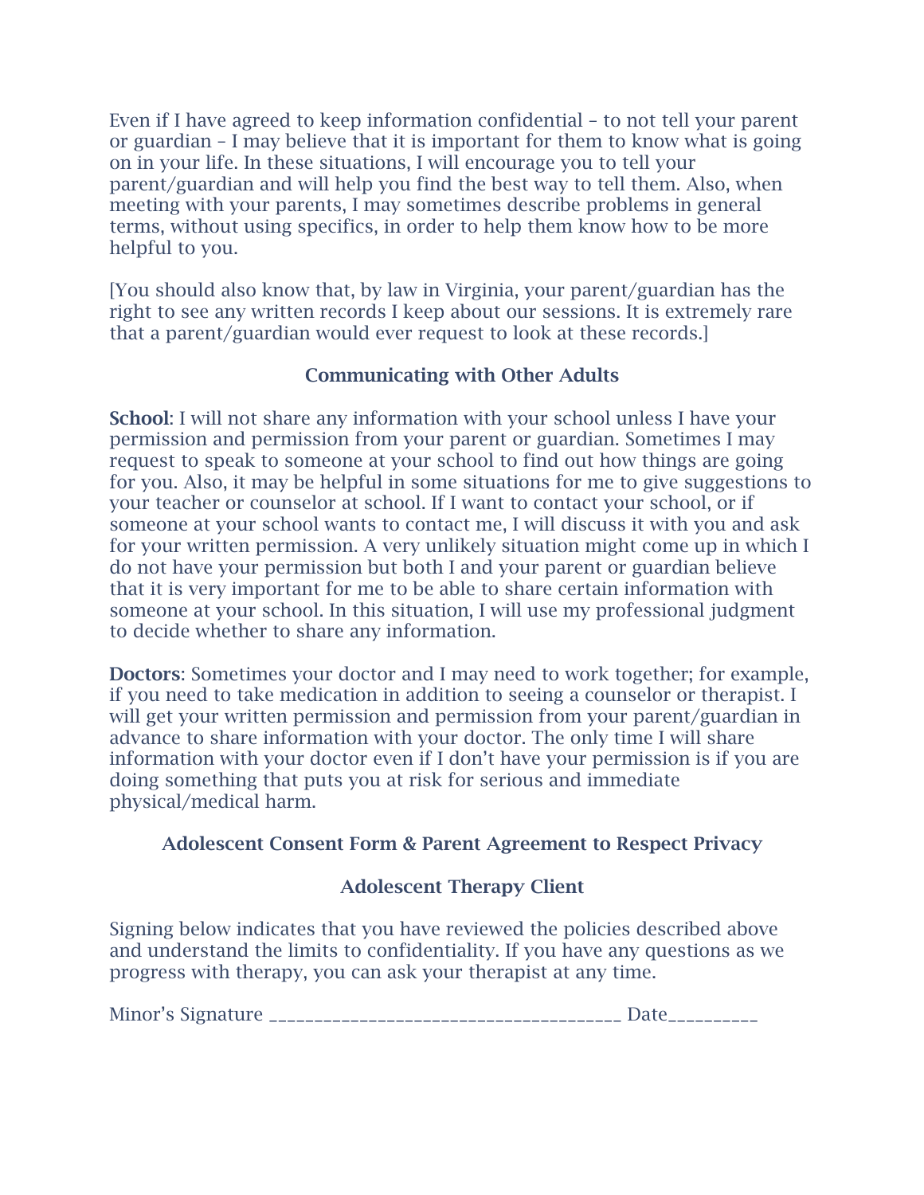Even if I have agreed to keep information confidential – to not tell your parent or guardian – I may believe that it is important for them to know what is going on in your life. In these situations, I will encourage you to tell your parent/guardian and will help you find the best way to tell them. Also, when meeting with your parents, I may sometimes describe problems in general terms, without using specifics, in order to help them know how to be more helpful to you.

[You should also know that, by law in Virginia, your parent/guardian has the right to see any written records I keep about our sessions. It is extremely rare that a parent/guardian would ever request to look at these records.]

## Communicating with Other Adults

**School**: I will not share any information with your school unless I have your permission and permission from your parent or guardian. Sometimes I may request to speak to someone at your school to find out how things are going for you. Also, it may be helpful in some situations for me to give suggestions to your teacher or counselor at school. If I want to contact your school, or if someone at your school wants to contact me, I will discuss it with you and ask for your written permission. A very unlikely situation might come up in which I do not have your permission but both I and your parent or guardian believe that it is very important for me to be able to share certain information with someone at your school. In this situation, I will use my professional judgment to decide whether to share any information.

**Doctors**: Sometimes your doctor and I may need to work together; for example, if you need to take medication in addition to seeing a counselor or therapist. I will get your written permission and permission from your parent/guardian in advance to share information with your doctor. The only time I will share information with your doctor even if I don't have your permission is if you are doing something that puts you at risk for serious and immediate physical/medical harm.

## Adolescent Consent Form & Parent Agreement to Respect Privacy

## Adolescent Therapy Client

Signing below indicates that you have reviewed the policies described above and understand the limits to confidentiality. If you have any questions as we progress with therapy, you can ask your therapist at any time.

Minor's Signature _____________________________________ Date_________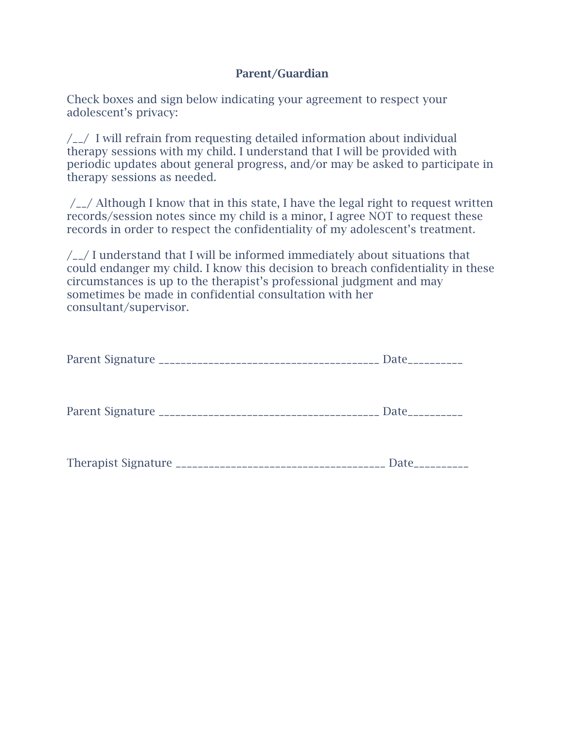**Parent/Guardian**

Check boxes and sign below indicating your agreement to respect your adolescent's privacy:

/__/ I will refrain from requesting detailed information about individual therapy sessions with my child. I understand that I will be provided with periodic updates about general progress, and/or may be asked to participate in therapy sessions as needed.

/__/ Although I know that in this state, I have the legal right to request written records/session notes since my child is a minor, I agree NOT to request these records in order to respect the confidentiality of my adolescent's treatment.

/__/ I understand that I will be informed immediately about situations that could endanger my child. I know this decision to breach confidentiality in these circumstances is up to the therapist's professional judgment and may sometimes be made in confidential consultation with her consultant/supervisor.

Parent Signature ________________________________________ Date__________

Parent Signature ________________________________________ Date__________

Therapist Signature ______________________________________ Date__________